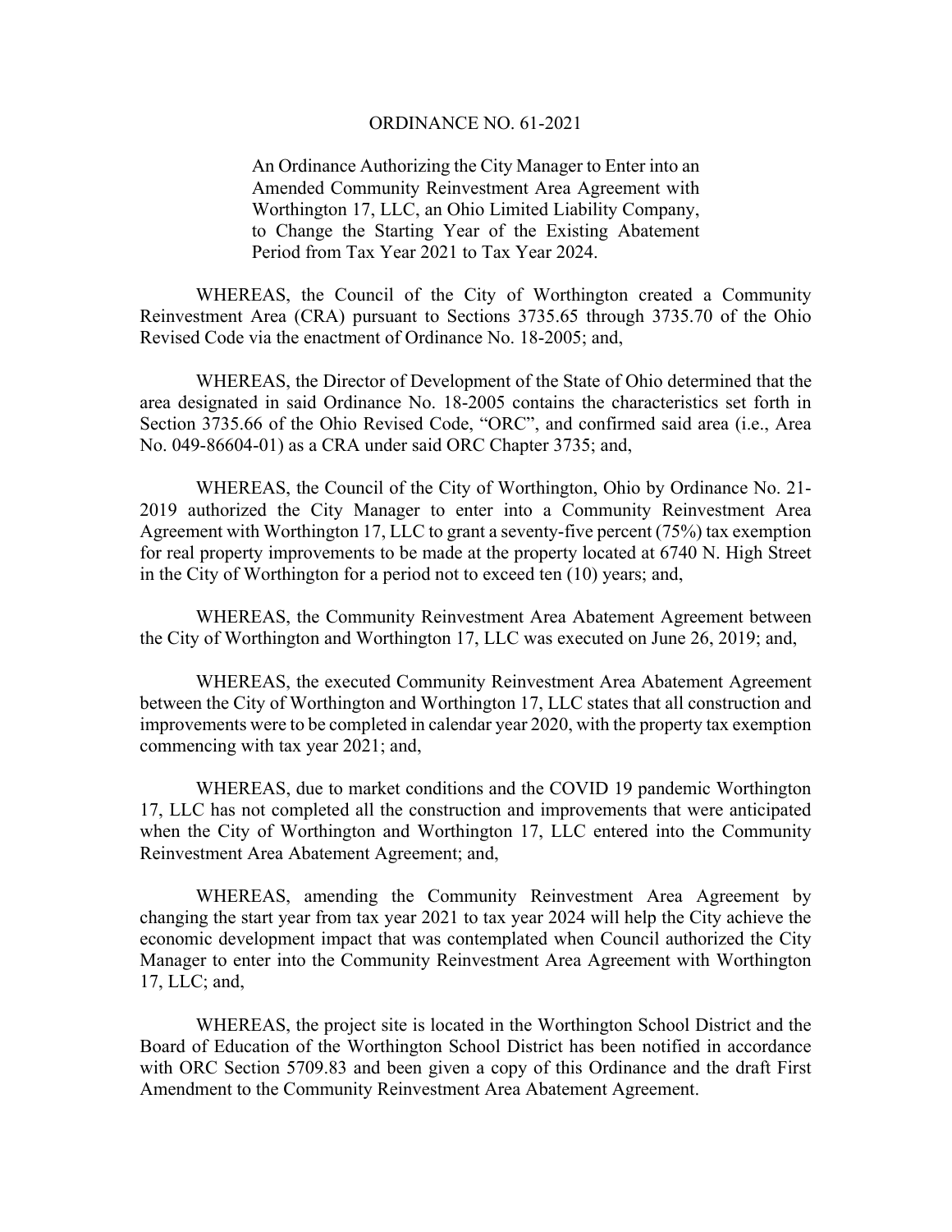# ORDINANCE NO. 61-2021

An Ordinance Authorizing the City Manager to Enter into an Amended Community Reinvestment Area Agreement with Worthington 17, LLC, an Ohio Limited Liability Company, to Change the Starting Year of the Existing Abatement Period from Tax Year 2021 to Tax Year 2024.

WHEREAS, the Council of the City of Worthington created a Community Reinvestment Area (CRA) pursuant to Sections 3735.65 through 3735.70 of the Ohio Revised Code via the enactment of Ordinance No. 18-2005; and,

WHEREAS, the Director of Development of the State of Ohio determined that the area designated in said Ordinance No. 18-2005 contains the characteristics set forth in Section 3735.66 of the Ohio Revised Code, "ORC", and confirmed said area (i.e., Area No. 049-86604-01) as a CRA under said ORC Chapter 3735; and,

WHEREAS, the Council of the City of Worthington, Ohio by Ordinance No. 21-2019 authorized the City Manager to enter into a Community Reinvestment Area Agreement with Worthington 17, LLC to grant a seventy-five percent (75%) tax exemption for real property improvements to be made at the property located at 6740 N. High Street in the City of Worthington for a period not to exceed ten (10) years; and,

WHEREAS, the Community Reinvestment Area Abatement Agreement between the City of Worthington and Worthington 17, LLC was executed on June 26, 2019; and,

WHEREAS, the executed Community Reinvestment Area Abatement Agreement between the City of Worthington and Worthington 17, LLC states that all construction and improvements were to be completed in calendar year 2020, with the property tax exemption commencing with tax year 2021; and,

WHEREAS, due to market conditions and the COVID 19 pandemic Worthington 17, LLC has not completed all the construction and improvements that were anticipated when the City of Worthington and Worthington 17, LLC entered into the Community Reinvestment Area Abatement Agreement; and,

WHEREAS, amending the Community Reinvestment Area Agreement by changing the start year from tax year 2021 to tax year 2024 will help the City achieve the economic development impact that was contemplated when Council authorized the City Manager to enter into the Community Reinvestment Area Agreement with Worthington 17, LLC; and,

WHEREAS, the project site is located in the Worthington School District and the Board of Education of the Worthington School District has been notified in accordance with ORC Section 5709.83 and been given a copy of this Ordinance and the draft First Amendment to the Community Reinvestment Area Abatement Agreement.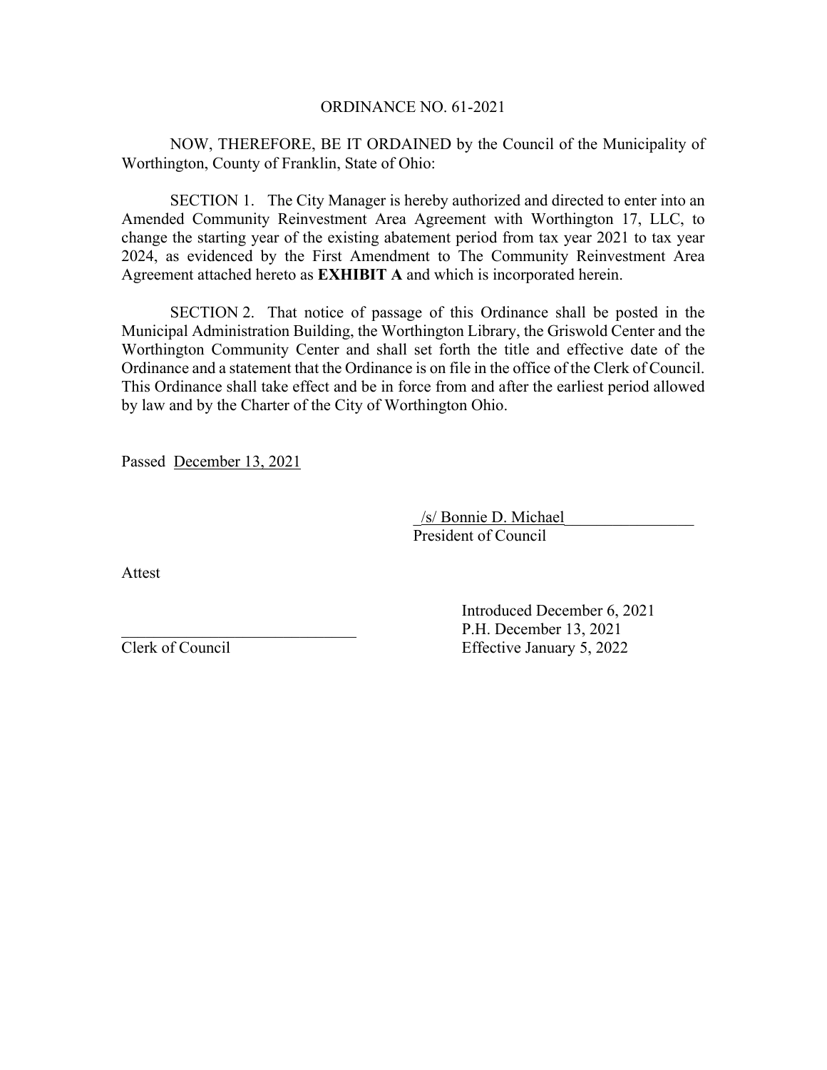ORDINANCE NO. 61-2021

NOW, THEREFORE, BE IT ORDAINED by the Council of the Municipality of Worthington, County of Franklin, State of Ohio:

SECTION 1. The City Manager is hereby authorized and directed to enter into an Amended Community Reinvestment Area Agreement with Worthington 17, LLC, to change the starting year of the existing abatement period from tax year 2021 to tax year 2024, as evidenced by the First Amendment to The Community Reinvestment Area Agreement attached hereto as **EXHIBIT A** and which is incorporated herein.

SECTION 2. That notice of passage of this Ordinance shall be posted in the Municipal Administration Building, the Worthington Library, the Griswold Center and the Worthington Community Center and shall set forth the title and effective date of the Ordinance and a statement that the Ordinance is on file in the office of the Clerk of Council. This Ordinance shall take effect and be in force from and after the earliest period allowed by law and by the Charter of the City of Worthington Ohio.

Passed December 13, 2021

/s/ Bonnie D. Michael
President of Council

Attest

_____________________________
Clerk of Council

Introduced December 6, 2021
P.H. December 13, 2021
Effective January 5, 2022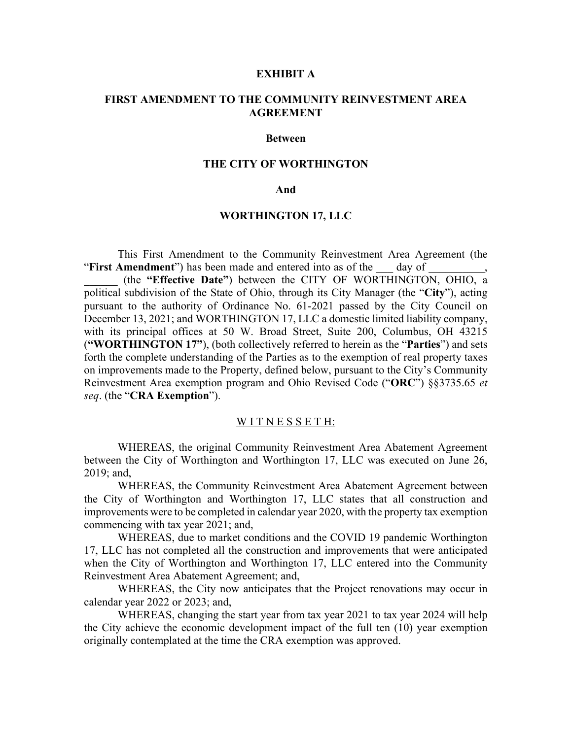**EXHIBIT A**

**FIRST AMENDMENT TO THE COMMUNITY REINVESTMENT AREA AGREEMENT**

**Between**

**THE CITY OF WORTHINGTON**

**And**

**WORTHINGTON 17, LLC**

This First Amendment to the Community Reinvestment Area Agreement (the "**First Amendment**") has been made and entered into as of the ___ day of __________, ______ (the **"Effective Date"**) between the CITY OF WORTHINGTON, OHIO, a political subdivision of the State of Ohio, through its City Manager (the "**City**"), acting pursuant to the authority of Ordinance No. 61-2021 passed by the City Council on December 13, 2021; and WORTHINGTON 17, LLC a domestic limited liability company, with its principal offices at 50 W. Broad Street, Suite 200, Columbus, OH 43215 (**"WORTHINGTON 17"**), (both collectively referred to herein as the "**Parties**") and sets forth the complete understanding of the Parties as to the exemption of real property taxes on improvements made to the Property, defined below, pursuant to the City's Community Reinvestment Area exemption program and Ohio Revised Code ("**ORC**") §§3735.65 *et seq*. (the "**CRA Exemption**").

W I T N E S S E T H:

WHEREAS, the original Community Reinvestment Area Abatement Agreement between the City of Worthington and Worthington 17, LLC was executed on June 26, 2019; and,

WHEREAS, the Community Reinvestment Area Abatement Agreement between the City of Worthington and Worthington 17, LLC states that all construction and improvements were to be completed in calendar year 2020, with the property tax exemption commencing with tax year 2021; and,

WHEREAS, due to market conditions and the COVID 19 pandemic Worthington 17, LLC has not completed all the construction and improvements that were anticipated when the City of Worthington and Worthington 17, LLC entered into the Community Reinvestment Area Abatement Agreement; and,

WHEREAS, the City now anticipates that the Project renovations may occur in calendar year 2022 or 2023; and,

WHEREAS, changing the start year from tax year 2021 to tax year 2024 will help the City achieve the economic development impact of the full ten (10) year exemption originally contemplated at the time the CRA exemption was approved.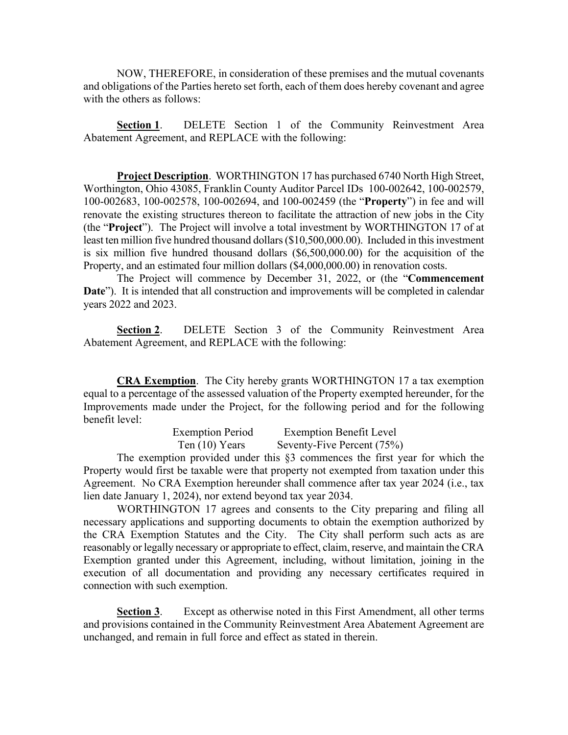NOW, THEREFORE, in consideration of these premises and the mutual covenants and obligations of the Parties hereto set forth, each of them does hereby covenant and agree with the others as follows:

**Section 1**. DELETE Section 1 of the Community Reinvestment Area Abatement Agreement, and REPLACE with the following:

**Project Description**. WORTHINGTON 17 has purchased 6740 North High Street, Worthington, Ohio 43085, Franklin County Auditor Parcel IDs 100-002642, 100-002579, 100-002683, 100-002578, 100-002694, and 100-002459 (the "**Property**") in fee and will renovate the existing structures thereon to facilitate the attraction of new jobs in the City (the "**Project**"). The Project will involve a total investment by WORTHINGTON 17 of at least ten million five hundred thousand dollars ($10,500,000.00). Included in this investment is six million five hundred thousand dollars ($6,500,000.00) for the acquisition of the Property, and an estimated four million dollars ($4,000,000.00) in renovation costs.

The Project will commence by December 31, 2022, or (the "**Commencement Date**"). It is intended that all construction and improvements will be completed in calendar years 2022 and 2023.

**Section 2**. DELETE Section 3 of the Community Reinvestment Area Abatement Agreement, and REPLACE with the following:

**CRA Exemption**. The City hereby grants WORTHINGTON 17 a tax exemption equal to a percentage of the assessed valuation of the Property exempted hereunder, for the Improvements made under the Project, for the following period and for the following benefit level:

| Exemption Period | Exemption Benefit Level |
|---|---|
| Ten (10) Years | Seventy-Five Percent (75%) |

The exemption provided under this §3 commences the first year for which the Property would first be taxable were that property not exempted from taxation under this Agreement. No CRA Exemption hereunder shall commence after tax year 2024 (i.e., tax lien date January 1, 2024), nor extend beyond tax year 2034.

WORTHINGTON 17 agrees and consents to the City preparing and filing all necessary applications and supporting documents to obtain the exemption authorized by the CRA Exemption Statutes and the City. The City shall perform such acts as are reasonably or legally necessary or appropriate to effect, claim, reserve, and maintain the CRA Exemption granted under this Agreement, including, without limitation, joining in the execution of all documentation and providing any necessary certificates required in connection with such exemption.

**Section 3**. Except as otherwise noted in this First Amendment, all other terms and provisions contained in the Community Reinvestment Area Abatement Agreement are unchanged, and remain in full force and effect as stated in therein.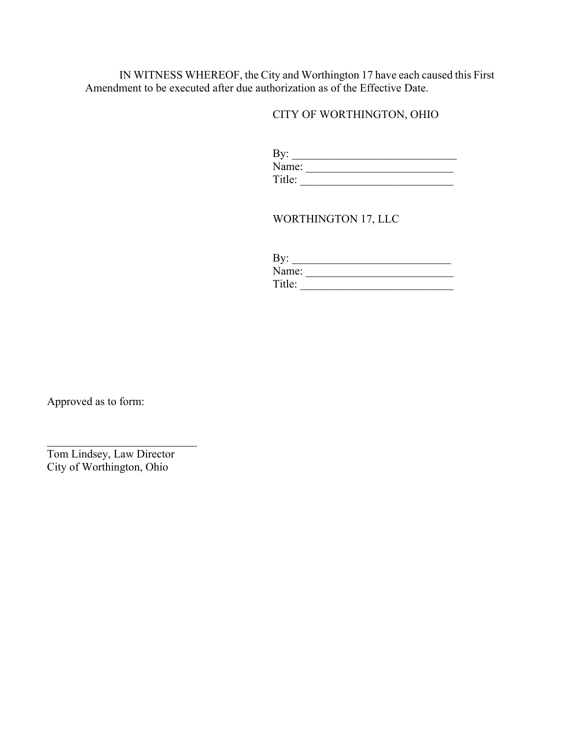IN WITNESS WHEREOF, the City and Worthington 17 have each caused this First Amendment to be executed after due authorization as of the Effective Date.

CITY OF WORTHINGTON, OHIO

By: ______________________________
Name: ___________________________
Title: ____________________________

WORTHINGTON 17, LLC

By: _____________________________
Name: ___________________________
Title: ____________________________

Approved as to form:

___________________________
Tom Lindsey, Law Director
City of Worthington, Ohio